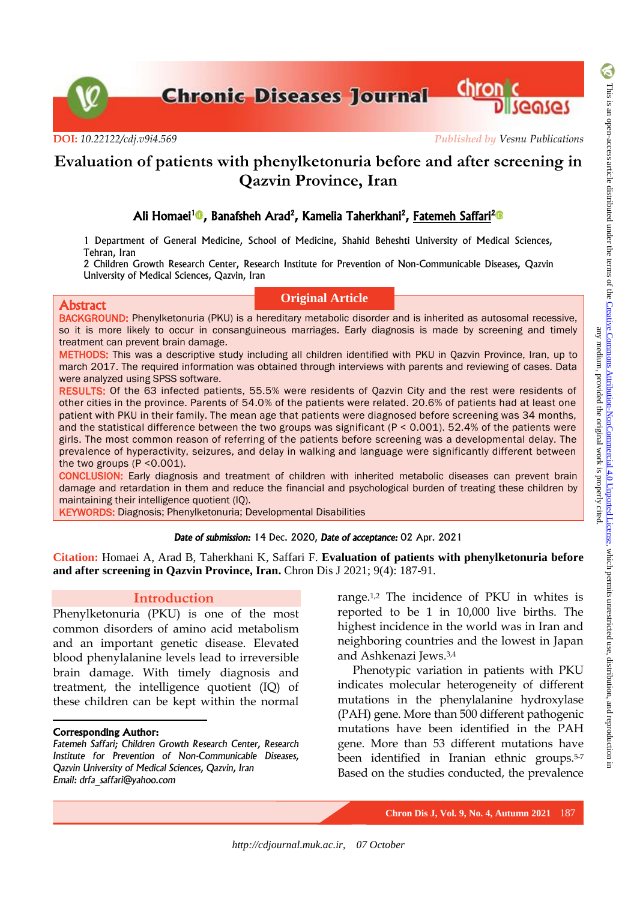**DOI:** *10.22122/cdj.v9i4.569*

*Published by Vesnu Publications*

# Evaluation of patients with phenylketonuria before and after screening in Qazvin Province, Iran

**Ali Homaei[1], Banafsheh Arad[2], Kamelia Taherkhani[2], Fatemeh Saffari[2]**

1 Department of General Medicine, School of Medicine, Shahid Beheshti University of Medical Sciences, Tehran, Iran
2 Children Growth Research Center, Research Institute for Prevention of Non-Communicable Diseases, Qazvin University of Medical Sciences, Qazvin, Iran

**Original Article**

## Abstract

**BACKGROUND:** Phenylketonuria (PKU) is a hereditary metabolic disorder and is inherited as autosomal recessive, so it is more likely to occur in consanguineous marriages. Early diagnosis is made by screening and timely treatment can prevent brain damage.

**METHODS:** This was a descriptive study including all children identified with PKU in Qazvin Province, Iran, up to march 2017. The required information was obtained through interviews with parents and reviewing of cases. Data were analyzed using SPSS software.

**RESULTS:** Of the 63 infected patients, 55.5% were residents of Qazvin City and the rest were residents of other cities in the province. Parents of 54.0% of the patients were related. 20.6% of patients had at least one patient with PKU in their family. The mean age that patients were diagnosed before screening was 34 months, and the statistical difference between the two groups was significant ($P < 0.001$). 52.4% of the patients were girls. The most common reason of referring of the patients before screening was a developmental delay. The prevalence of hyperactivity, seizures, and delay in walking and language were significantly different between the two groups ($P < 0.001$).

**CONCLUSION:** Early diagnosis and treatment of children with inherited metabolic diseases can prevent brain damage and retardation in them and reduce the financial and psychological burden of treating these children by maintaining their intelligence quotient (IQ).

**KEYWORDS:** Diagnosis; Phenylketonuria; Developmental Disabilities

***Date of submission:*** 14 Dec. 2020, ***Date of acceptance:*** 02 Apr. 2021

**Citation:** Homaei A, Arad B, Taherkhani K, Saffari F. **Evaluation of patients with phenylketonuria before and after screening in Qazvin Province, Iran.** Chron Dis J 2021; 9(4): 187-91.

## Introduction

Phenylketonuria (PKU) is one of the most common disorders of amino acid metabolism and an important genetic disease. Elevated blood phenylalanine levels lead to irreversible brain damage. With timely diagnosis and treatment, the intelligence quotient (IQ) of these children can be kept within the normal range.[1,2] The incidence of PKU in whites is reported to be 1 in 10,000 live births. The highest incidence in the world was in Iran and neighboring countries and the lowest in Japan and Ashkenazi Jews.[3,4]

Phenotypic variation in patients with PKU indicates molecular heterogeneity of different mutations in the phenylalanine hydroxylase (PAH) gene. More than 500 different pathogenic mutations have been identified in the PAH gene. More than 53 different mutations have been identified in Iranian ethnic groups.[5-7] Based on the studies conducted, the prevalence

**Corresponding Author:**
*Fatemeh Saffari; Children Growth Research Center, Research Institute for Prevention of Non-Communicable Diseases, Qazvin University of Medical Sciences, Qazvin, Iran*
*Email: drfa_saffari@yahoo.com*

This is an open-access article distributed under the terms of the Creative Commons Attribution-NonCommercial 4.0 Unported License, which permits unrestricted use, distribution, and reproduction in any medium, provided the original work is properly cited.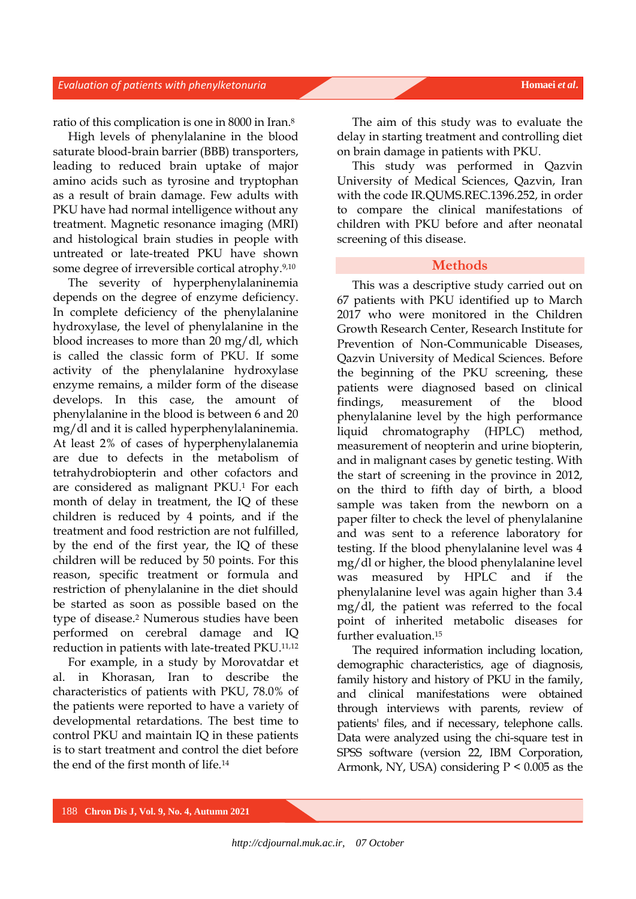ratio of this complication is one in 8000 in Iran.[8]

High levels of phenylalanine in the blood saturate blood-brain barrier (BBB) transporters, leading to reduced brain uptake of major amino acids such as tyrosine and tryptophan as a result of brain damage. Few adults with PKU have had normal intelligence without any treatment. Magnetic resonance imaging (MRI) and histological brain studies in people with untreated or late-treated PKU have shown some degree of irreversible cortical atrophy.[9,10]

The severity of hyperphenylalaninemia depends on the degree of enzyme deficiency. In complete deficiency of the phenylalanine hydroxylase, the level of phenylalanine in the blood increases to more than 20 mg/dl, which is called the classic form of PKU. If some activity of the phenylalanine hydroxylase enzyme remains, a milder form of the disease develops. In this case, the amount of phenylalanine in the blood is between 6 and 20 mg/dl and it is called hyperphenylalaninemia. At least 2% of cases of hyperphenylalanemia are due to defects in the metabolism of tetrahydrobiopterin and other cofactors and are considered as malignant PKU.[1] For each month of delay in treatment, the IQ of these children is reduced by 4 points, and if the treatment and food restriction are not fulfilled, by the end of the first year, the IQ of these children will be reduced by 50 points. For this reason, specific treatment or formula and restriction of phenylalanine in the diet should be started as soon as possible based on the type of disease.[2] Numerous studies have been performed on cerebral damage and IQ reduction in patients with late-treated PKU.[11,12]

For example, in a study by Morovatdar et al. in Khorasan, Iran to describe the characteristics of patients with PKU, 78.0% of the patients were reported to have a variety of developmental retardations. The best time to control PKU and maintain IQ in these patients is to start treatment and control the diet before the end of the first month of life.[14]

The aim of this study was to evaluate the delay in starting treatment and controlling diet on brain damage in patients with PKU.

This study was performed in Qazvin University of Medical Sciences, Qazvin, Iran with the code IR.QUMS.REC.1396.252, in order to compare the clinical manifestations of children with PKU before and after neonatal screening of this disease.

## Methods

This was a descriptive study carried out on 67 patients with PKU identified up to March 2017 who were monitored in the Children Growth Research Center, Research Institute for Prevention of Non-Communicable Diseases, Qazvin University of Medical Sciences. Before the beginning of the PKU screening, these patients were diagnosed based on clinical findings, measurement of the blood phenylalanine level by the high performance liquid chromatography (HPLC) method, measurement of neopterin and urine biopterin, and in malignant cases by genetic testing. With the start of screening in the province in 2012, on the third to fifth day of birth, a blood sample was taken from the newborn on a paper filter to check the level of phenylalanine and was sent to a reference laboratory for testing. If the blood phenylalanine level was 4 mg/dl or higher, the blood phenylalanine level was measured by HPLC and if the phenylalanine level was again higher than 3.4 mg/dl, the patient was referred to the focal point of inherited metabolic diseases for further evaluation.[15]

The required information including location, demographic characteristics, age of diagnosis, family history and history of PKU in the family, and clinical manifestations were obtained through interviews with parents, review of patients' files, and if necessary, telephone calls. Data were analyzed using the chi-square test in SPSS software (version 22, IBM Corporation, Armonk, NY, USA) considering $P < 0.005$ as the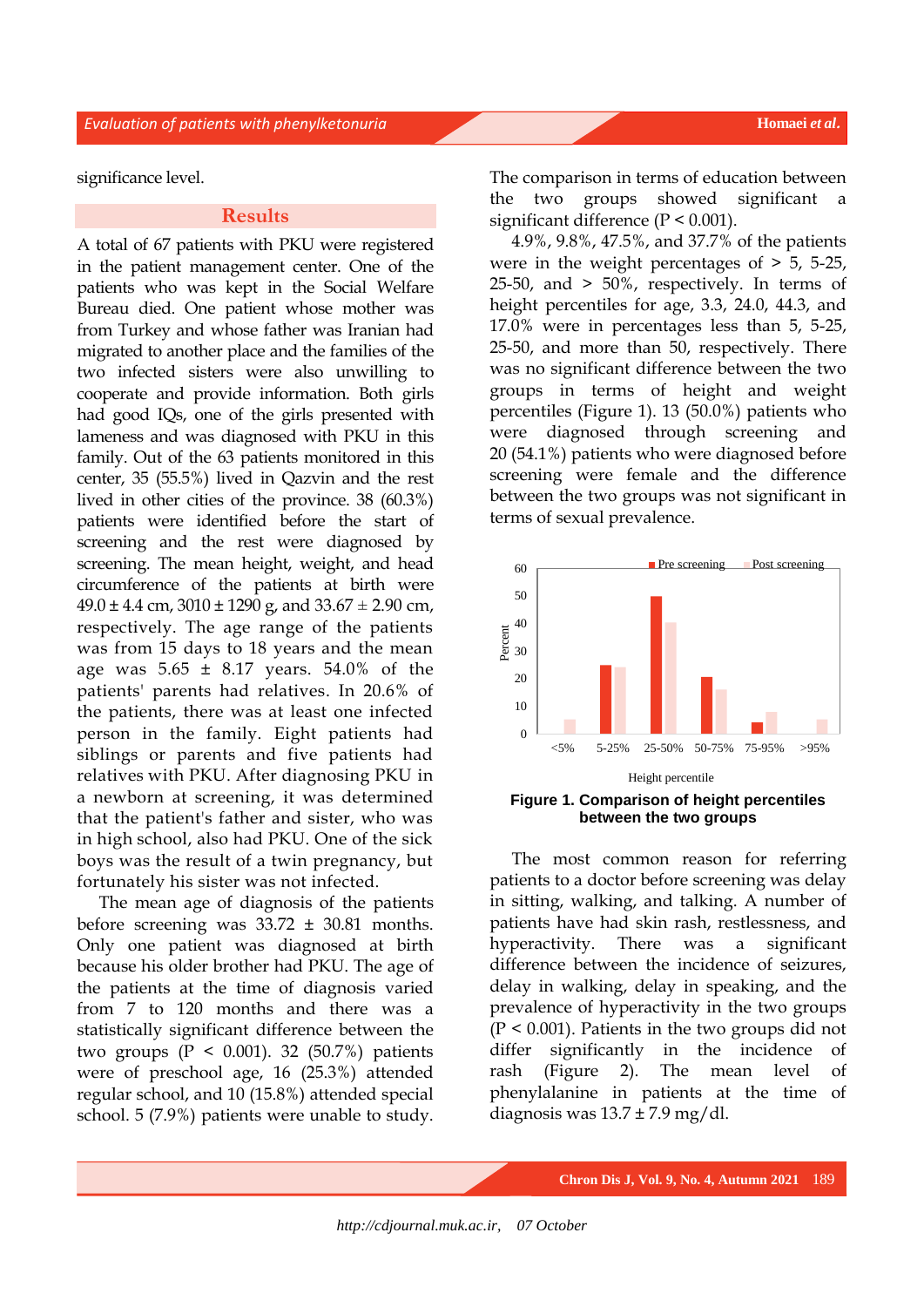significance level.

## Results

A total of 67 patients with PKU were registered in the patient management center. One of the patients who was kept in the Social Welfare Bureau died. One patient whose mother was from Turkey and whose father was Iranian had migrated to another place and the families of the two infected sisters were also unwilling to cooperate and provide information. Both girls had good IQs, one of the girls presented with lameness and was diagnosed with PKU in this family. Out of the 63 patients monitored in this center, 35 (55.5%) lived in Qazvin and the rest lived in other cities of the province. 38 (60.3%) patients were identified before the start of screening and the rest were diagnosed by screening. The mean height, weight, and head circumference of the patients at birth were 49.0 ± 4.4 cm, 3010 ± 1290 g, and 33.67 ± 2.90 cm, respectively. The age range of the patients was from 15 days to 18 years and the mean age was 5.65 ± 8.17 years. 54.0% of the patients' parents had relatives. In 20.6% of the patients, there was at least one infected person in the family. Eight patients had siblings or parents and five patients had relatives with PKU. After diagnosing PKU in a newborn at screening, it was determined that the patient's father and sister, who was in high school, also had PKU. One of the sick boys was the result of a twin pregnancy, but fortunately his sister was not infected.

The mean age of diagnosis of the patients before screening was 33.72 ± 30.81 months. Only one patient was diagnosed at birth because his older brother had PKU. The age of the patients at the time of diagnosis varied from 7 to 120 months and there was a statistically significant difference between the two groups ($P < 0.001$). 32 (50.7%) patients were of preschool age, 16 (25.3%) attended regular school, and 10 (15.8%) attended special school. 5 (7.9%) patients were unable to study.

The comparison in terms of education between the two groups showed significant a significant difference ($P < 0.001$).

4.9%, 9.8%, 47.5%, and 37.7% of the patients were in the weight percentages of > 5, 5-25, 25-50, and > 50%, respectively. In terms of height percentiles for age, 3.3, 24.0, 44.3, and 17.0% were in percentages less than 5, 5-25, 25-50, and more than 50, respectively. There was no significant difference between the two groups in terms of height and weight percentiles (Figure 1). 13 (50.0%) patients who were diagnosed through screening and 20 (54.1%) patients who were diagnosed before screening were female and the difference between the two groups was not significant in terms of sexual prevalence.

**Figure 1. Comparison of height percentiles between the two groups**

The most common reason for referring patients to a doctor before screening was delay in sitting, walking, and talking. A number of patients have had skin rash, restlessness, and hyperactivity. There was a significant difference between the incidence of seizures, delay in walking, delay in speaking, and the prevalence of hyperactivity in the two groups ($P < 0.001$). Patients in the two groups did not differ significantly in the incidence of rash (Figure 2). The mean level of phenylalanine in patients at the time of diagnosis was 13.7 ± 7.9 mg/dl.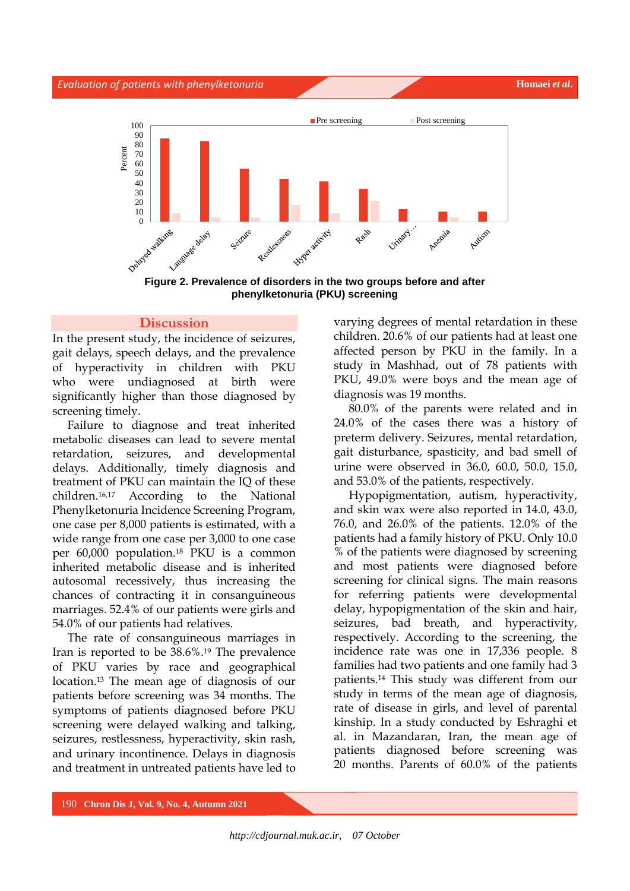**Figure 2. Prevalence of disorders in the two groups before and after phenylketonuria (PKU) screening**

## Discussion

In the present study, the incidence of seizures, gait delays, speech delays, and the prevalence of hyperactivity in children with PKU who were undiagnosed at birth were significantly higher than those diagnosed by screening timely.

Failure to diagnose and treat inherited metabolic diseases can lead to severe mental retardation, seizures, and developmental delays. Additionally, timely diagnosis and treatment of PKU can maintain the IQ of these children.[16,17] According to the National Phenylketonuria Incidence Screening Program, one case per 8,000 patients is estimated, with a wide range from one case per 3,000 to one case per 60,000 population.[18] PKU is a common inherited metabolic disease and is inherited autosomal recessively, thus increasing the chances of contracting it in consanguineous marriages. 52.4% of our patients were girls and 54.0% of our patients had relatives.

The rate of consanguineous marriages in Iran is reported to be 38.6%.[19] The prevalence of PKU varies by race and geographical location.[13] The mean age of diagnosis of our patients before screening was 34 months. The symptoms of patients diagnosed before PKU screening were delayed walking and talking, seizures, restlessness, hyperactivity, skin rash, and urinary incontinence. Delays in diagnosis and treatment in untreated patients have led to varying degrees of mental retardation in these children. 20.6% of our patients had at least one affected person by PKU in the family. In a study in Mashhad, out of 78 patients with PKU, 49.0% were boys and the mean age of diagnosis was 19 months.

80.0% of the parents were related and in 24.0% of the cases there was a history of preterm delivery. Seizures, mental retardation, gait disturbance, spasticity, and bad smell of urine were observed in 36.0, 60.0, 50.0, 15.0, and 53.0% of the patients, respectively.

Hypopigmentation, autism, hyperactivity, and skin wax were also reported in 14.0, 43.0, 76.0, and 26.0% of the patients. 12.0% of the patients had a family history of PKU. Only 10.0 % of the patients were diagnosed by screening and most patients were diagnosed before screening for clinical signs. The main reasons for referring patients were developmental delay, hypopigmentation of the skin and hair, seizures, bad breath, and hyperactivity, respectively. According to the screening, the incidence rate was one in 17,336 people. 8 families had two patients and one family had 3 patients.[14] This study was different from our study in terms of the mean age of diagnosis, rate of disease in girls, and level of parental kinship. In a study conducted by Eshraghi et al. in Mazandaran, Iran, the mean age of patients diagnosed before screening was 20 months. Parents of 60.0% of the patients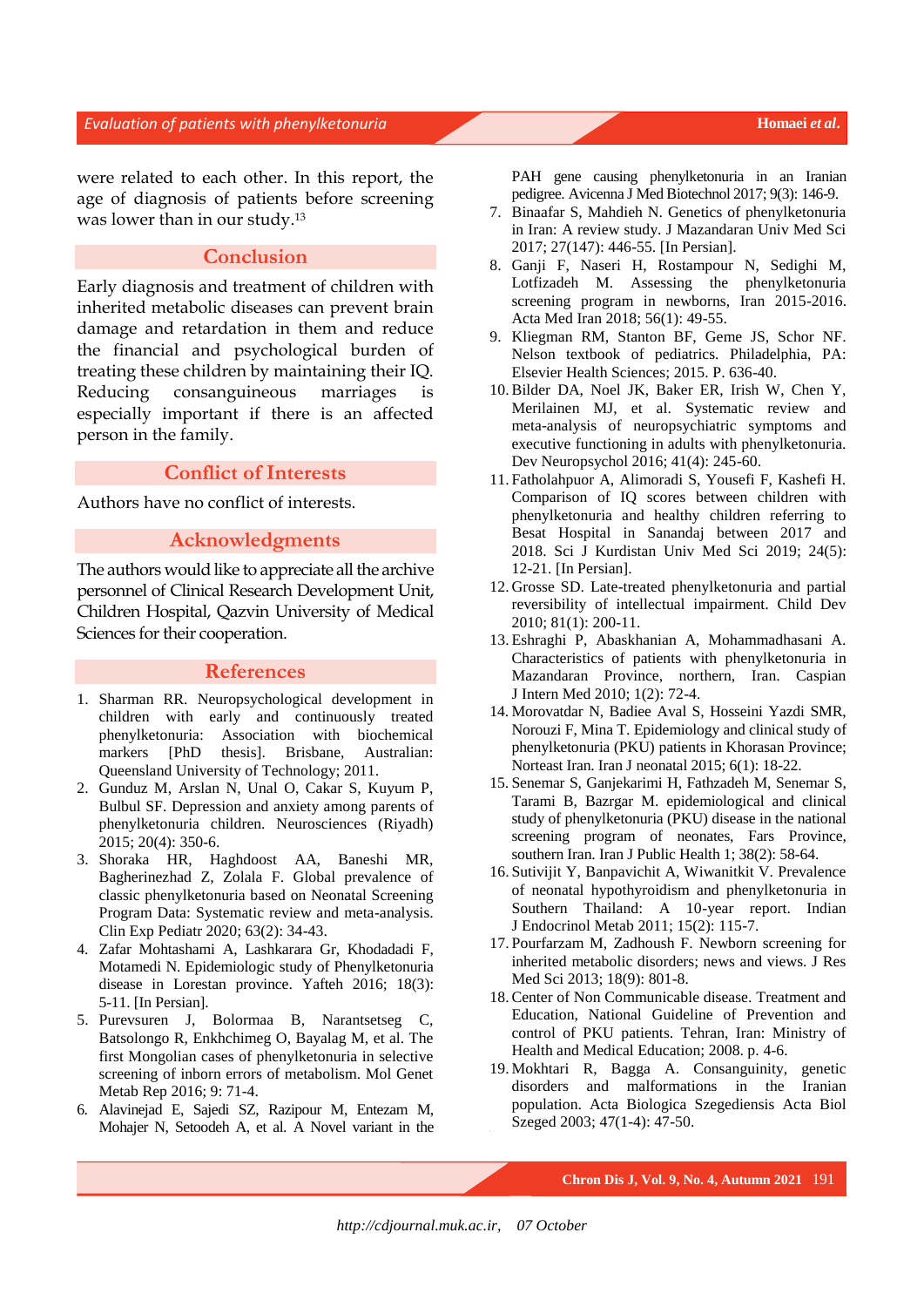were related to each other. In this report, the age of diagnosis of patients before screening was lower than in our study.[13]

## Conclusion

Early diagnosis and treatment of children with inherited metabolic diseases can prevent brain damage and retardation in them and reduce the financial and psychological burden of treating these children by maintaining their IQ. Reducing consanguineous marriages is especially important if there is an affected person in the family.

## Conflict of Interests

Authors have no conflict of interests.

## Acknowledgments

The authors would like to appreciate all the archive personnel of Clinical Research Development Unit, Children Hospital, Qazvin University of Medical Sciences for their cooperation.

## References

1. Sharman RR. Neuropsychological development in children with early and continuously treated phenylketonuria: Association with biochemical markers [PhD thesis]. Brisbane, Australian: Queensland University of Technology; 2011.
2. Gunduz M, Arslan N, Unal O, Cakar S, Kuyum P, Bulbul SF. Depression and anxiety among parents of phenylketonuria children. Neurosciences (Riyadh) 2015; 20(4): 350-6.
3. Shoraka HR, Haghdoost AA, Baneshi MR, Bagherinezhad Z, Zolala F. Global prevalence of classic phenylketonuria based on Neonatal Screening Program Data: Systematic review and meta-analysis. Clin Exp Pediatr 2020; 63(2): 34-43.
4. Zafar Mohtashami A, Lashkarara Gr, Khodadadi F, Motamedi N. Epidemiologic study of Phenylketonuria disease in Lorestan province. Yafteh 2016; 18(3): 5-11. [In Persian].
5. Purevsuren J, Bolormaa B, Narantsetseg C, Batsolongo R, Enkhchimeg O, Bayalag M, et al. The first Mongolian cases of phenylketonuria in selective screening of inborn errors of metabolism. Mol Genet Metab Rep 2016; 9: 71-4.
6. Alavinejad E, Sajedi SZ, Razipour M, Entezam M, Mohajer N, Setoodeh A, et al. A Novel variant in the PAH gene causing phenylketonuria in an Iranian pedigree. Avicenna J Med Biotechnol 2017; 9(3): 146-9.
7. Binaafar S, Mahdieh N. Genetics of phenylketonuria in Iran: A review study. J Mazandaran Univ Med Sci 2017; 27(147): 446-55. [In Persian].
8. Ganji F, Naseri H, Rostampour N, Sedighi M, Lotfizadeh M. Assessing the phenylketonuria screening program in newborns, Iran 2015-2016. Acta Med Iran 2018; 56(1): 49-55.
9. Kliegman RM, Stanton BF, Geme JS, Schor NF. Nelson textbook of pediatrics. Philadelphia, PA: Elsevier Health Sciences; 2015. P. 636-40.
10. Bilder DA, Noel JK, Baker ER, Irish W, Chen Y, Merilainen MJ, et al. Systematic review and meta-analysis of neuropsychiatric symptoms and executive functioning in adults with phenylketonuria. Dev Neuropsychol 2016; 41(4): 245-60.
11. Fatholahpour A, Alimoradi S, Yousefi F, Kashefi H. Comparison of IQ scores between children with phenylketonuria and healthy children referring to Besat Hospital in Sanandaj between 2017 and 2018. Sci J Kurdistan Univ Med Sci 2019; 24(5): 12-21. [In Persian].
12. Grosse SD. Late-treated phenylketonuria and partial reversibility of intellectual impairment. Child Dev 2010; 81(1): 200-11.
13. Eshraghi P, Abaskhanian A, Mohammadhasani A. Characteristics of patients with phenylketonuria in Mazandaran Province, northern, Iran. Caspian J Intern Med 2010; 1(2): 72-4.
14. Morovatdar N, Badiee Aval S, Hosseini Yazdi SMR, Norouzi F, Mina T. Epidemiology and clinical study of phenylketonuria (PKU) patients in Khorasan Province; Northeast Iran. Iran J neonatal 2015; 6(1): 18-22.
15. Senemar S, Ganjekarimi H, Fathzadeh M, Senemar S, Tarami B, Bazrgar M. epidemiological and clinical study of phenylketonuria (PKU) disease in the national screening program of neonates, Fars Province, southern Iran. Iran J Public Health 1; 38(2): 58-64.
16. Sutivijit Y, Banpavichit A, Wiwanitkit V. Prevalence of neonatal hypothyroidism and phenylketonuria in Southern Thailand: A 10-year report. Indian J Endocrinol Metab 2011; 15(2): 115-7.
17. Pourfarzam M, Zadhoush F. Newborn screening for inherited metabolic disorders; news and views. J Res Med Sci 2013; 18(9): 801-8.
18. Center of Non Communicable disease. Treatment and Education, National Guideline of Prevention and control of PKU patients. Tehran, Iran: Ministry of Health and Medical Education; 2008. p. 4-6.
19. Mokhtari R, Bagga A. Consanguinity, genetic disorders and malformations in the Iranian population. Acta Biologica Szegediensis Acta Biol Szeged 2003; 47(1-4): 47-50.